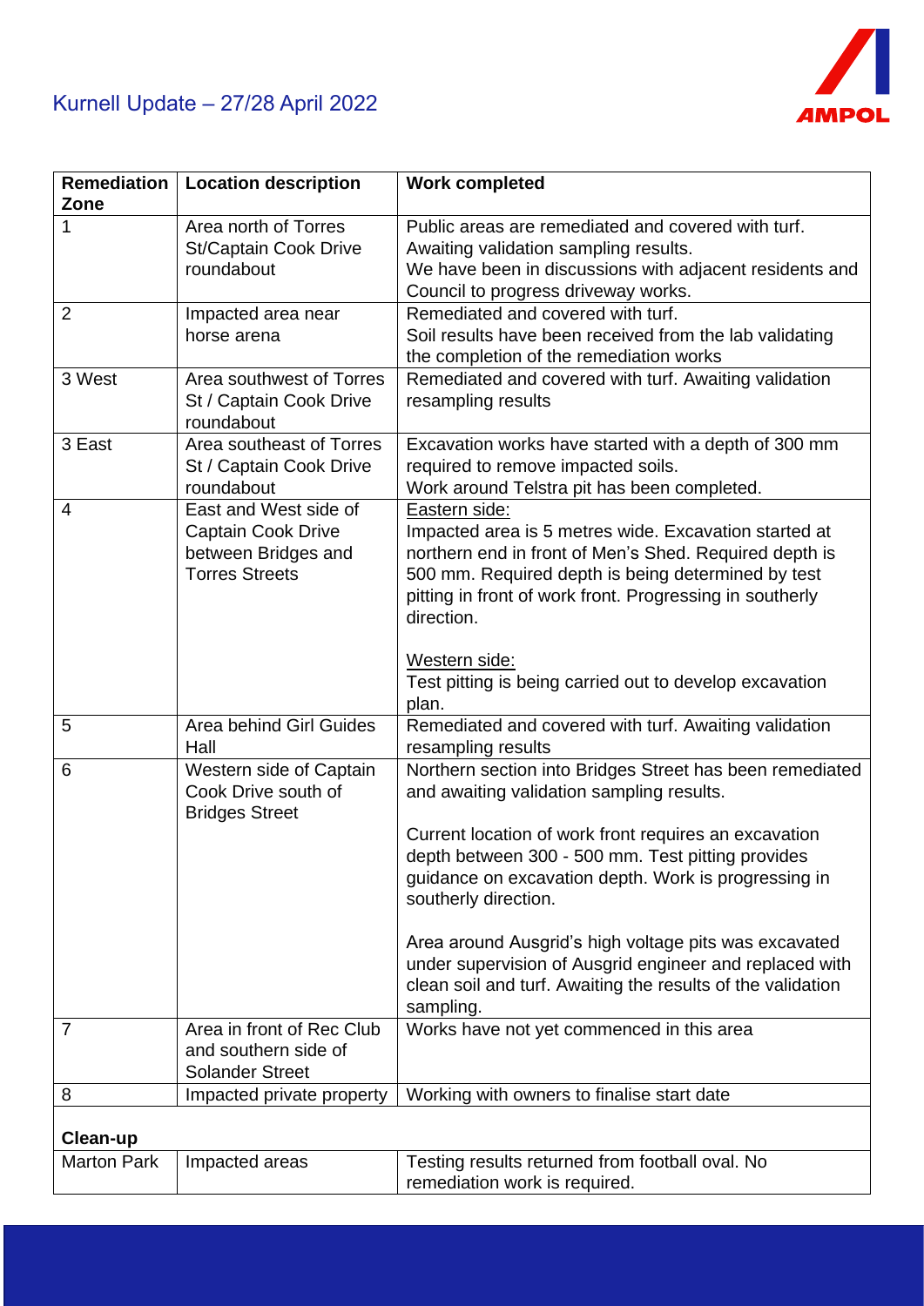# Kurnell Update – 27/28 April 2022

| Remediation Zone | Location description | Work completed |
|---|---|---|
| 1 | Area north of Torres St/Captain Cook Drive roundabout | Public areas are remediated and covered with turf. Awaiting validation sampling results. We have been in discussions with adjacent residents and Council to progress driveway works. |
| 2 | Impacted area near horse arena | Remediated and covered with turf. Soil results have been received from the lab validating the completion of the remediation works |
| 3 West | Area southwest of Torres St / Captain Cook Drive roundabout | Remediated and covered with turf. Awaiting validation resampling results |
| 3 East | Area southeast of Torres St / Captain Cook Drive roundabout | Excavation works have started with a depth of 300 mm required to remove impacted soils. Work around Telstra pit has been completed. |
| 4 | East and West side of Captain Cook Drive between Bridges and Torres Streets | <u>Eastern side:</u> Impacted area is 5 metres wide. Excavation started at northern end in front of Men's Shed. Required depth is 500 mm. Required depth is being determined by test pitting in front of work front. Progressing in southerly direction. <br><br> <u>Western side:</u> Test pitting is being carried out to develop excavation plan. |
| 5 | Area behind Girl Guides Hall | Remediated and covered with turf. Awaiting validation resampling results |
| 6 | Western side of Captain Cook Drive south of Bridges Street | Northern section into Bridges Street has been remediated and awaiting validation sampling results. <br><br> Current location of work front requires an excavation depth between 300 - 500 mm. Test pitting provides guidance on excavation depth. Work is progressing in southerly direction. <br><br> Area around Ausgrid's high voltage pits was excavated under supervision of Ausgrid engineer and replaced with clean soil and turf. Awaiting the results of the validation sampling. |
| 7 | Area in front of Rec Club and southern side of Solander Street | Works have not yet commenced in this area |
| 8 | Impacted private property | Working with owners to finalise start date |
| **Clean-up** | | |
| Marton Park | Impacted areas | Testing results returned from football oval. No remediation work is required. |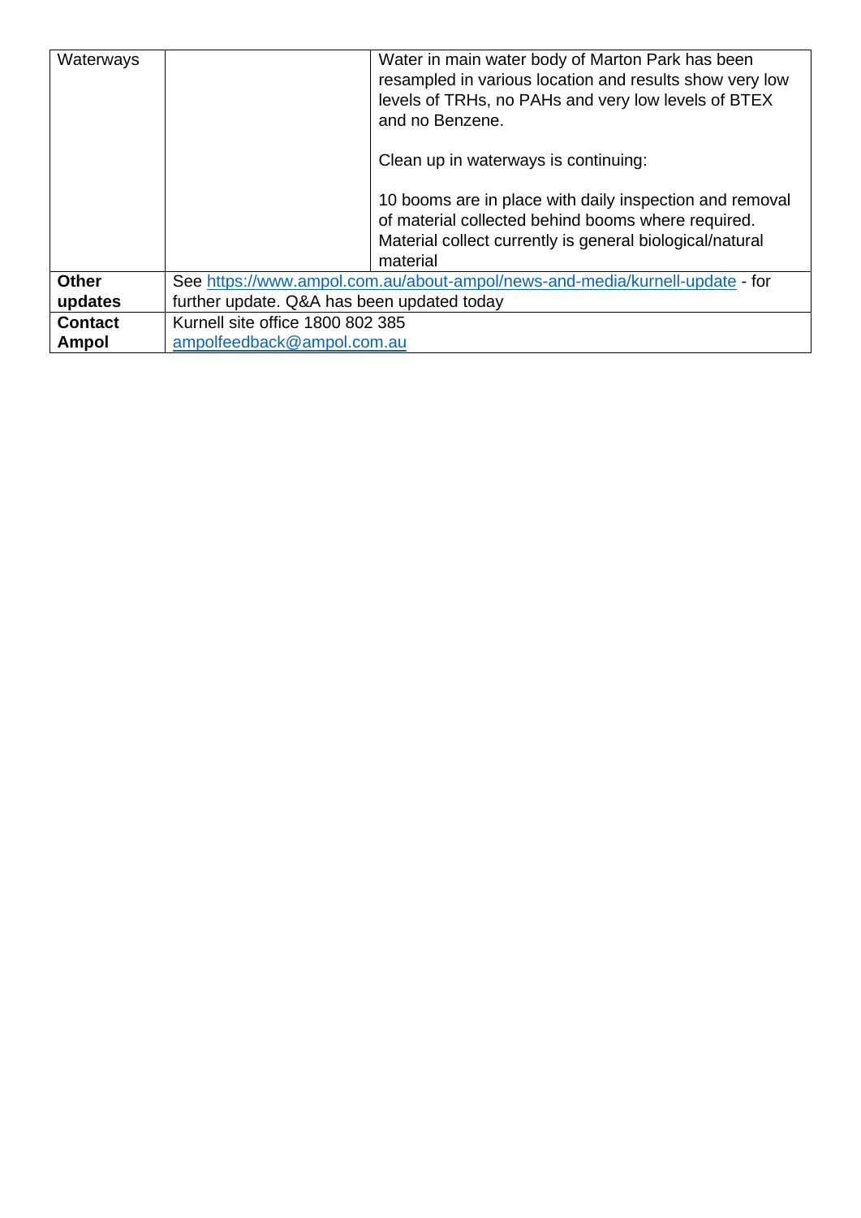| | | |
|---|---|---|
| Waterways | | Water in main water body of Marton Park has been resampled in various location and results show very low levels of TRHs, no PAHs and very low levels of BTEX and no Benzene.<br><br>Clean up in waterways is continuing:<br><br>10 booms are in place with daily inspection and removal of material collected behind booms where required. Material collect currently is general biological/natural material |
| **Other updates** | See https://www.ampol.com.au/about-ampol/news-and-media/kurnell-update - for further update. Q&A has been updated today | |
| **Contact Ampol** | Kurnell site office 1800 802 385<br>ampolfeedback@ampol.com.au | |